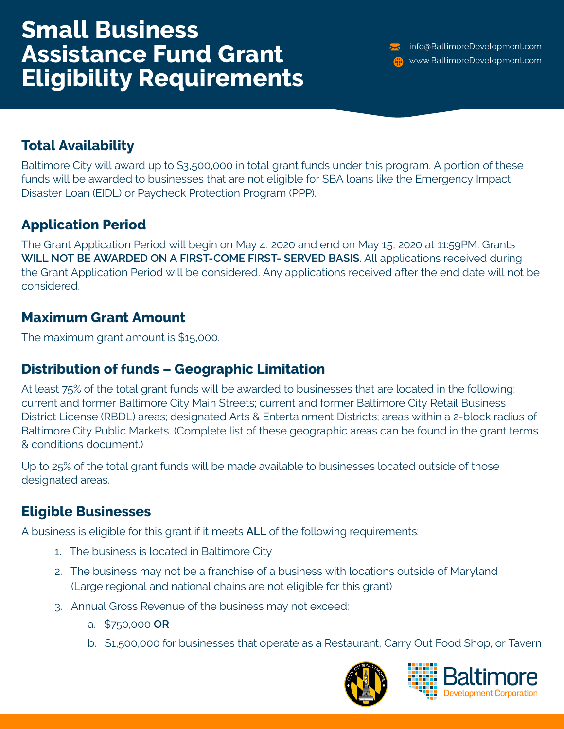# Small Business Assistance Fund Grant Eligibility Requirements

info@BaltimoreDevelopment.com

www.BaltimoreDevelopment.com

## Total Availability

Baltimore City will award up to $3,500,000 in total grant funds under this program. A portion of these funds will be awarded to businesses that are not eligible for SBA loans like the Emergency Impact Disaster Loan (EIDL) or Paycheck Protection Program (PPP).

## Application Period

The Grant Application Period will begin on May 4, 2020 and end on May 15, 2020 at 11:59PM. Grants **WILL NOT BE AWARDED ON A FIRST-COME FIRST- SERVED BASIS**. All applications received during the Grant Application Period will be considered. Any applications received after the end date will not be considered.

## Maximum Grant Amount

The maximum grant amount is $15,000.

## Distribution of funds – Geographic Limitation

At least 75% of the total grant funds will be awarded to businesses that are located in the following: current and former Baltimore City Main Streets; current and former Baltimore City Retail Business District License (RBDL) areas; designated Arts & Entertainment Districts; areas within a 2-block radius of Baltimore City Public Markets. (Complete list of these geographic areas can be found in the grant terms & conditions document.)

Up to 25% of the total grant funds will be made available to businesses located outside of those designated areas.

## Eligible Businesses

A business is eligible for this grant if it meets **ALL** of the following requirements:

1. The business is located in Baltimore City
2. The business may not be a franchise of a business with locations outside of Maryland (Large regional and national chains are not eligible for this grant)
3. Annual Gross Revenue of the business may not exceed:
   a. $750,000 **OR**
   b. $1,500,000 for businesses that operate as a Restaurant, Carry Out Food Shop, or Tavern

Baltimore Development Corporation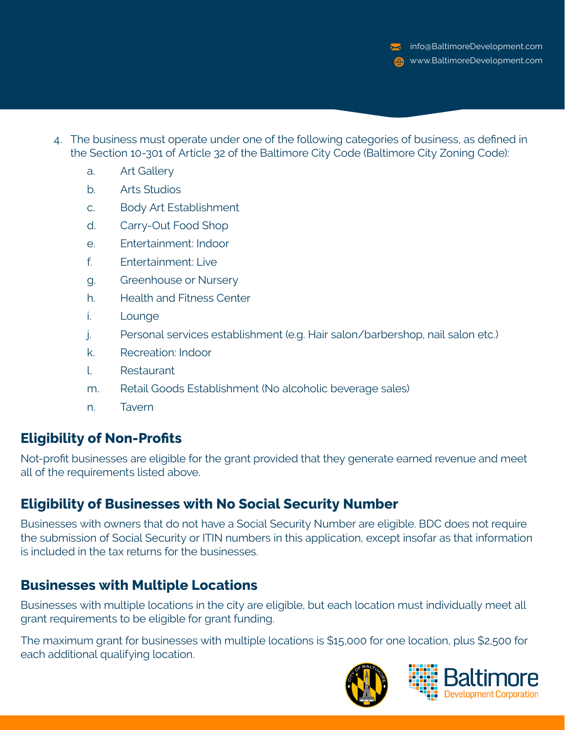4. The business must operate under one of the following categories of business, as defined in the Section 10-301 of Article 32 of the Baltimore City Code (Baltimore City Zoning Code):

    a. Art Gallery
    b. Arts Studios
    c. Body Art Establishment
    d. Carry-Out Food Shop
    e. Entertainment: Indoor
    f. Entertainment: Live
    g. Greenhouse or Nursery
    h. Health and Fitness Center
    i. Lounge
    j. Personal services establishment (e.g. Hair salon/barbershop, nail salon etc.)
    k. Recreation: Indoor
    l. Restaurant
    m. Retail Goods Establishment (No alcoholic beverage sales)
    n. Tavern

## Eligibility of Non-Profits

Not-profit businesses are eligible for the grant provided that they generate earned revenue and meet all of the requirements listed above.

## Eligibility of Businesses with No Social Security Number

Businesses with owners that do not have a Social Security Number are eligible. BDC does not require the submission of Social Security or ITIN numbers in this application, except insofar as that information is included in the tax returns for the businesses.

## Businesses with Multiple Locations

Businesses with multiple locations in the city are eligible, but each location must individually meet all grant requirements to be eligible for grant funding.

The maximum grant for businesses with multiple locations is $15,000 for one location, plus $2,500 for each additional qualifying location.